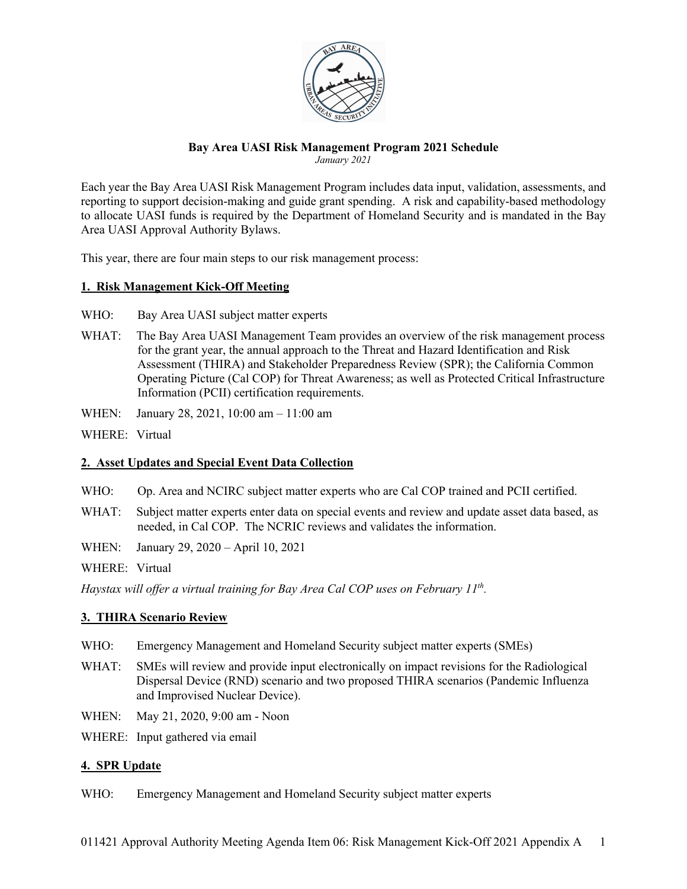**Bay Area UASI Risk Management Program 2021 Schedule**

*January 2021*

Each year the Bay Area UASI Risk Management Program includes data input, validation, assessments, and reporting to support decision-making and guide grant spending. A risk and capability-based methodology to allocate UASI funds is required by the Department of Homeland Security and is mandated in the Bay Area UASI Approval Authority Bylaws.

This year, there are four main steps to our risk management process:

## 1. Risk Management Kick-Off Meeting

WHO: Bay Area UASI subject matter experts

WHAT: The Bay Area UASI Management Team provides an overview of the risk management process for the grant year, the annual approach to the Threat and Hazard Identification and Risk Assessment (THIRA) and Stakeholder Preparedness Review (SPR); the California Common Operating Picture (Cal COP) for Threat Awareness; as well as Protected Critical Infrastructure Information (PCII) certification requirements.

WHEN: January 28, 2021, 10:00 am – 11:00 am

WHERE: Virtual

## 2. Asset Updates and Special Event Data Collection

WHO: Op. Area and NCIRC subject matter experts who are Cal COP trained and PCII certified.

WHAT: Subject matter experts enter data on special events and review and update asset data based, as needed, in Cal COP. The NCRIC reviews and validates the information.

WHEN: January 29, 2020 – April 10, 2021

WHERE: Virtual

*Haystax will offer a virtual training for Bay Area Cal COP uses on February 11th.*

## 3. THIRA Scenario Review

WHO: Emergency Management and Homeland Security subject matter experts (SMEs)

WHAT: SMEs will review and provide input electronically on impact revisions for the Radiological Dispersal Device (RND) scenario and two proposed THIRA scenarios (Pandemic Influenza and Improvised Nuclear Device).

WHEN: May 21, 2020, 9:00 am - Noon

WHERE: Input gathered via email

## 4. SPR Update

WHO: Emergency Management and Homeland Security subject matter experts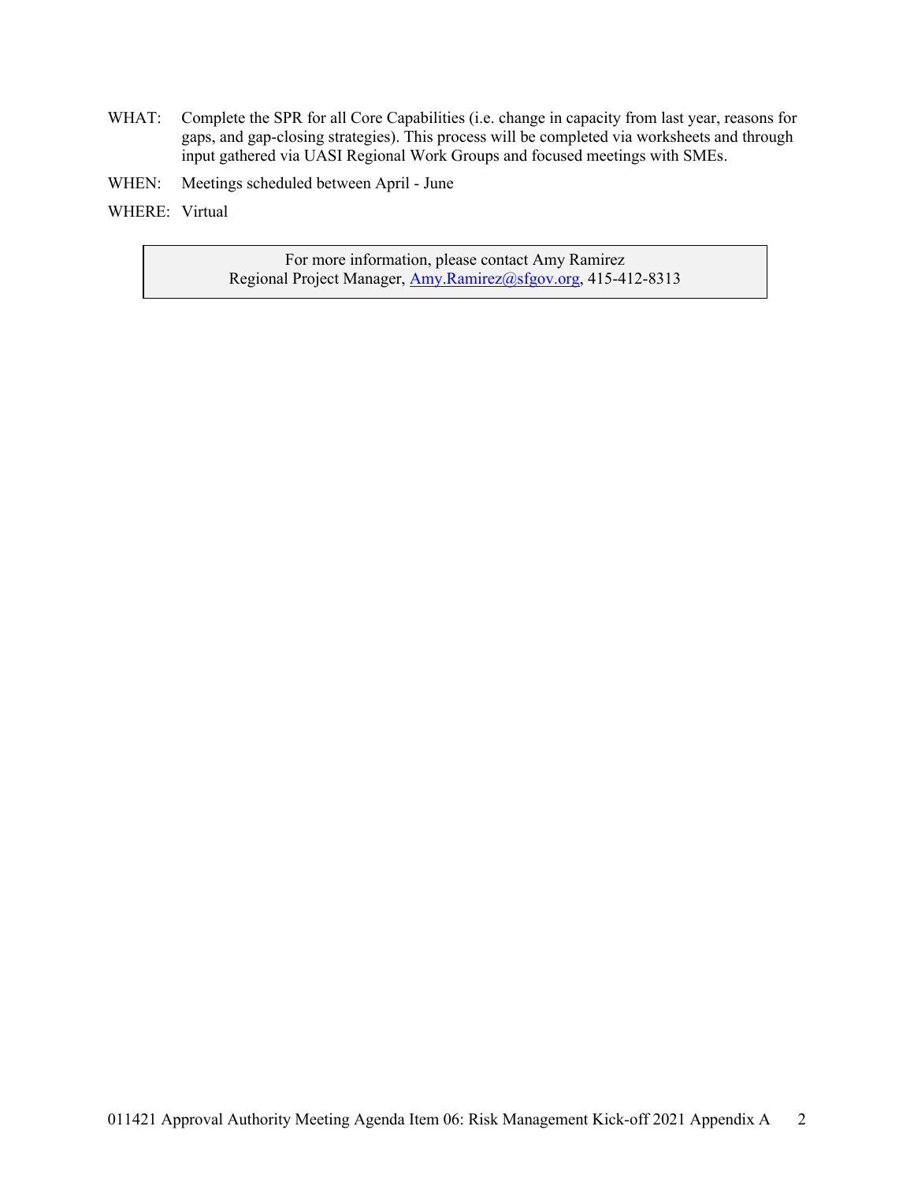WHAT: Complete the SPR for all Core Capabilities (i.e. change in capacity from last year, reasons for gaps, and gap-closing strategies). This process will be completed via worksheets and through input gathered via UASI Regional Work Groups and focused meetings with SMEs.

WHEN: Meetings scheduled between April - June

WHERE: Virtual

> For more information, please contact Amy Ramirez
> Regional Project Manager, Amy.Ramirez@sfgov.org, 415-412-8313